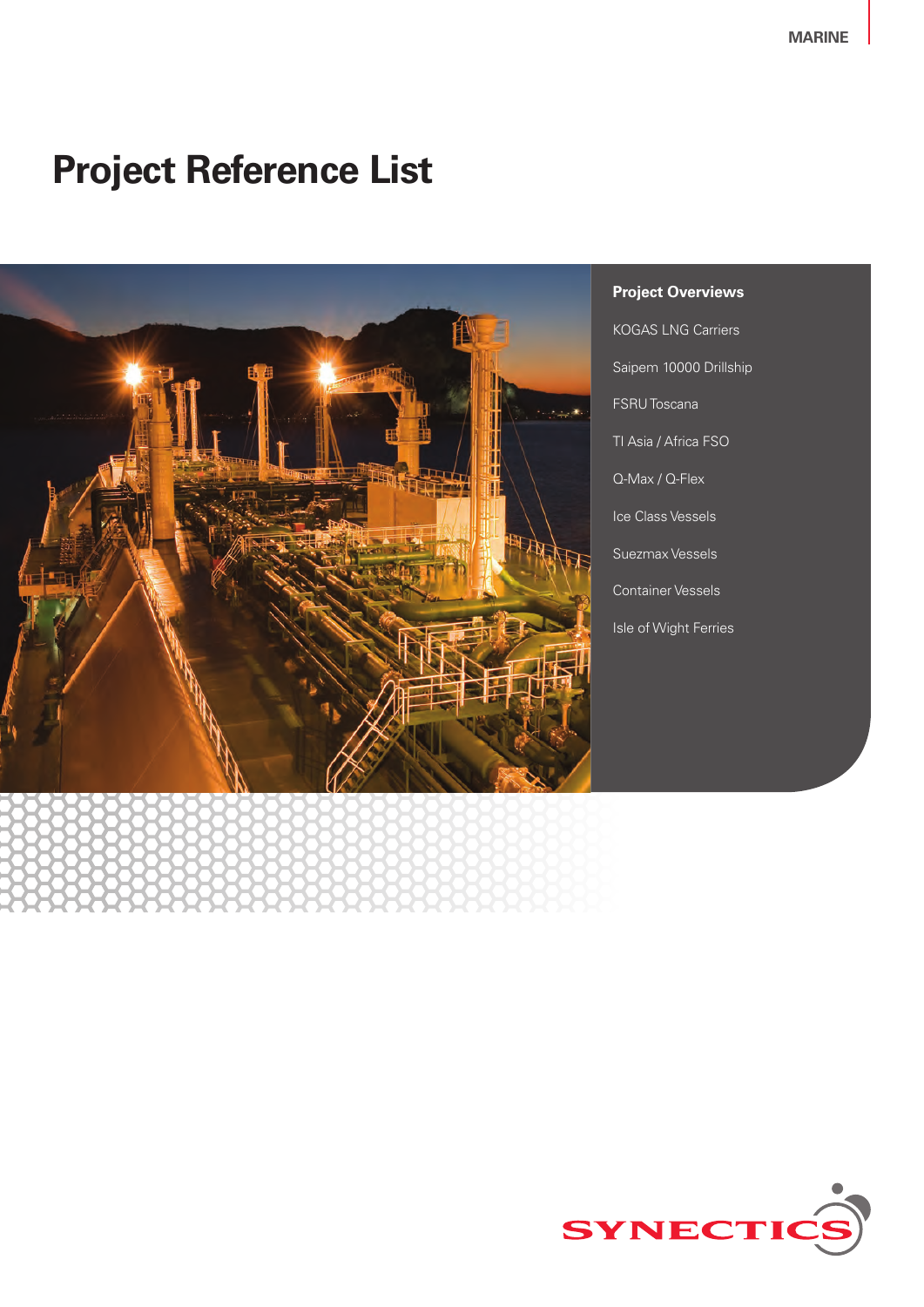MARINE

# Project Reference List

## Project Overviews

- KOGAS LNG Carriers
- Saipem 10000 Drillship
- FSRU Toscana
- TI Asia / Africa FSO
- Q-Max / Q-Flex
- Ice Class Vessels
- Suezmax Vessels
- Container Vessels
- Isle of Wight Ferries

SYNECTICS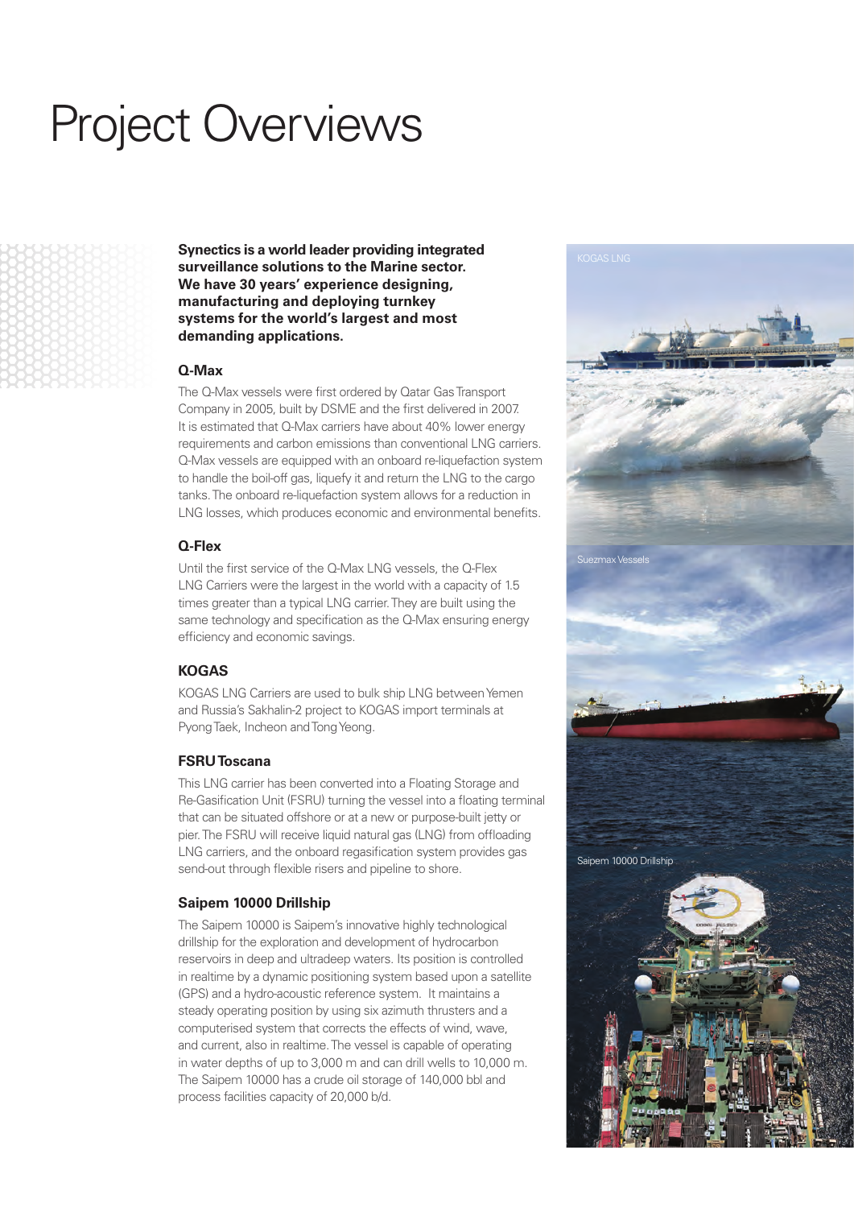# Project Overviews

**Synectics is a world leader providing integrated surveillance solutions to the Marine sector. We have 30 years' experience designing, manufacturing and deploying turnkey systems for the world's largest and most demanding applications.**

### Q-Max

The Q-Max vessels were first ordered by Qatar Gas Transport Company in 2005, built by DSME and the first delivered in 2007. It is estimated that Q-Max carriers have about 40% lower energy requirements and carbon emissions than conventional LNG carriers. Q-Max vessels are equipped with an onboard re-liquefaction system to handle the boil-off gas, liquefy it and return the LNG to the cargo tanks. The onboard re-liquefaction system allows for a reduction in LNG losses, which produces economic and environmental benefits.

### Q-Flex

Until the first service of the Q-Max LNG vessels, the Q-Flex LNG Carriers were the largest in the world with a capacity of 1.5 times greater than a typical LNG carrier. They are built using the same technology and specification as the Q-Max ensuring energy efficiency and economic savings.

### KOGAS

KOGAS LNG Carriers are used to bulk ship LNG between Yemen and Russia's Sakhalin-2 project to KOGAS import terminals at Pyong Taek, Incheon and Tong Yeong.

### FSRU Toscana

This LNG carrier has been converted into a Floating Storage and Re-Gasification Unit (FSRU) turning the vessel into a floating terminal that can be situated offshore or at a new or purpose-built jetty or pier. The FSRU will receive liquid natural gas (LNG) from offloading LNG carriers, and the onboard regasification system provides gas send-out through flexible risers and pipeline to shore.

### Saipem 10000 Drillship

The Saipem 10000 is Saipem's innovative highly technological drillship for the exploration and development of hydrocarbon reservoirs in deep and ultradeep waters. Its position is controlled in realtime by a dynamic positioning system based upon a satellite (GPS) and a hydro-acoustic reference system. It maintains a steady operating position by using six azimuth thrusters and a computerised system that corrects the effects of wind, wave, and current, also in realtime. The vessel is capable of operating in water depths of up to 3,000 m and can drill wells to 10,000 m. The Saipem 10000 has a crude oil storage of 140,000 bbl and process facilities capacity of 20,000 b/d.

KOGAS LNG

Suezmax Vessels

Saipem 10000 Drillship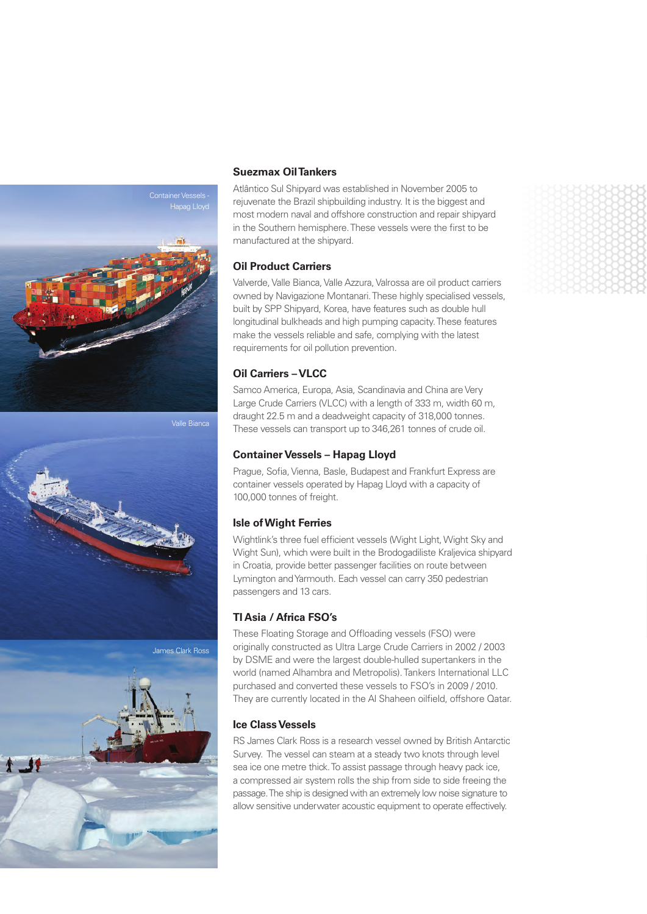Container Vessels - Hapag Lloyd

Valle Bianca

James Clark Ross

### Suezmax Oil Tankers

Atlântico Sul Shipyard was established in November 2005 to rejuvenate the Brazil shipbuilding industry. It is the biggest and most modern naval and offshore construction and repair shipyard in the Southern hemisphere. These vessels were the first to be manufactured at the shipyard.

### Oil Product Carriers

Valverde, Valle Bianca, Valle Azzura, Valrossa are oil product carriers owned by Navigazione Montanari. These highly specialised vessels, built by SPP Shipyard, Korea, have features such as double hull longitudinal bulkheads and high pumping capacity. These features make the vessels reliable and safe, complying with the latest requirements for oil pollution prevention.

### Oil Carriers – VLCC

Samco America, Europa, Asia, Scandinavia and China are Very Large Crude Carriers (VLCC) with a length of 333 m, width 60 m, draught 22.5 m and a deadweight capacity of 318,000 tonnes. These vessels can transport up to 346,261 tonnes of crude oil.

### Container Vessels – Hapag Lloyd

Prague, Sofia, Vienna, Basle, Budapest and Frankfurt Express are container vessels operated by Hapag Lloyd with a capacity of 100,000 tonnes of freight.

### Isle of Wight Ferries

Wightlink's three fuel efficient vessels (Wight Light, Wight Sky and Wight Sun), which were built in the Brodogadiliste Kraljevica shipyard in Croatia, provide better passenger facilities on route between Lymington and Yarmouth. Each vessel can carry 350 pedestrian passengers and 13 cars.

### TI Asia / Africa FSO's

These Floating Storage and Offloading vessels (FSO) were originally constructed as Ultra Large Crude Carriers in 2002 / 2003 by DSME and were the largest double-hulled supertankers in the world (named Alhambra and Metropolis). Tankers International LLC purchased and converted these vessels to FSO's in 2009 / 2010. They are currently located in the Al Shaheen oilfield, offshore Qatar.

### Ice Class Vessels

RS James Clark Ross is a research vessel owned by British Antarctic Survey. The vessel can steam at a steady two knots through level sea ice one metre thick. To assist passage through heavy pack ice, a compressed air system rolls the ship from side to side freeing the passage. The ship is designed with an extremely low noise signature to allow sensitive underwater acoustic equipment to operate effectively.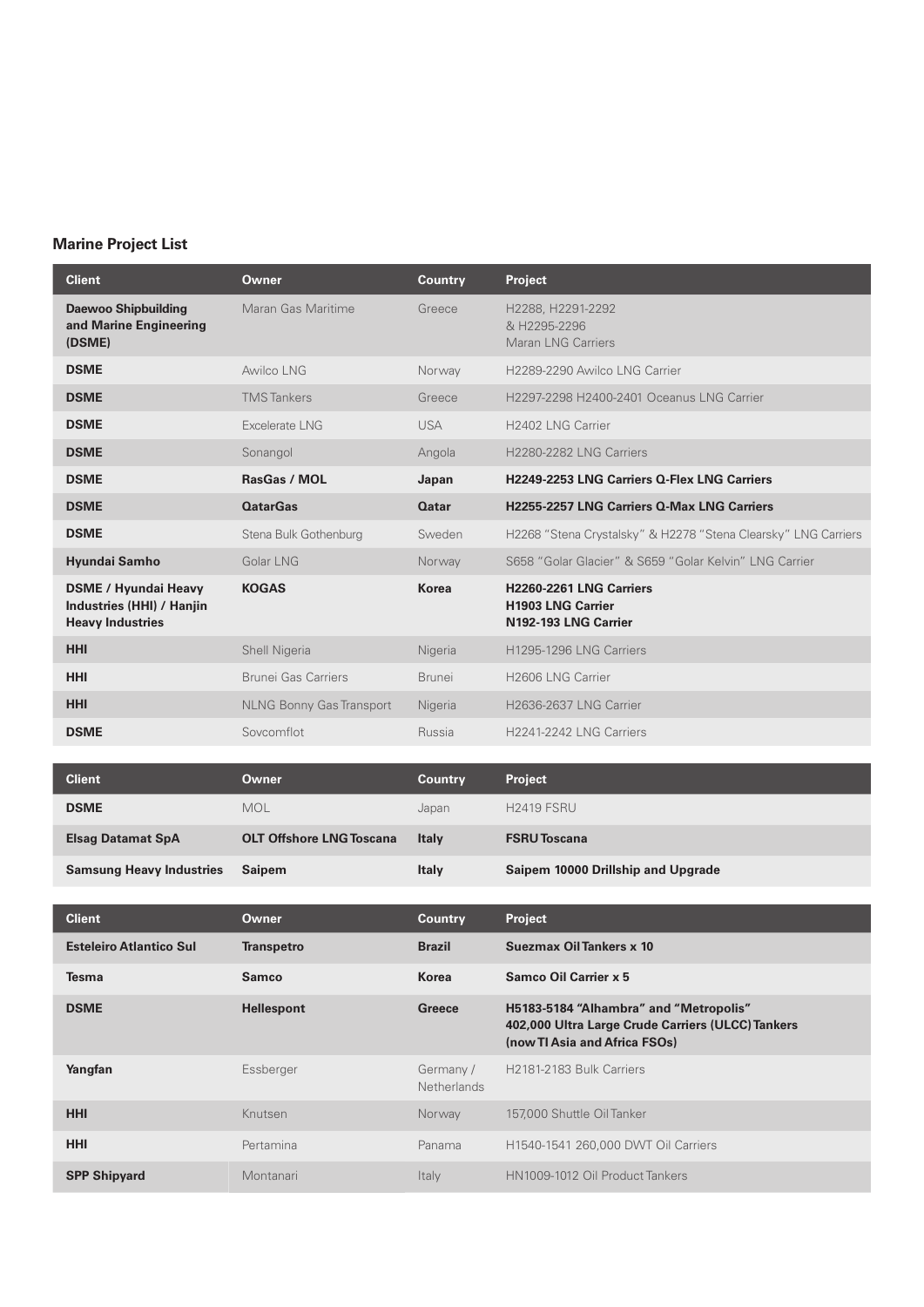**Marine Project List**

| Client | Owner | Country | Project |
| --- | --- | --- | --- |
| **Daewoo Shipbuilding and Marine Engineering (DSME)** | Maran Gas Maritime | Greece | H2288, H2291-2292 & H2295-2296 Maran LNG Carriers |
| **DSME** | Awilco LNG | Norway | H2289-2290 Awilco LNG Carrier |
| **DSME** | TMS Tankers | Greece | H2297-2298 H2400-2401 Oceanus LNG Carrier |
| **DSME** | Excelerate LNG | USA | H2402 LNG Carrier |
| **DSME** | Sonangol | Angola | H2280-2282 LNG Carriers |
| **DSME** | **RasGas / MOL** | **Japan** | **H2249-2253 LNG Carriers Q-Flex LNG Carriers** |
| **DSME** | **QatarGas** | **Qatar** | **H2255-2257 LNG Carriers Q-Max LNG Carriers** |
| **DSME** | Stena Bulk Gothenburg | Sweden | H2268 "Stena Crystalsky" & H2278 "Stena Clearsky" LNG Carriers |
| **Hyundai Samho** | Golar LNG | Norway | S658 "Golar Glacier" & S659 "Golar Kelvin" LNG Carrier |
| **DSME / Hyundai Heavy Industries (HHI) / Hanjin Heavy Industries** | **KOGAS** | **Korea** | **H2260-2261 LNG Carriers H1903 LNG Carrier N192-193 LNG Carrier** |
| **HHI** | Shell Nigeria | Nigeria | H1295-1296 LNG Carriers |
| **HHI** | Brunei Gas Carriers | Brunei | H2606 LNG Carrier |
| **HHI** | NLNG Bonny Gas Transport | Nigeria | H2636-2637 LNG Carrier |
| **DSME** | Sovcomflot | Russia | H2241-2242 LNG Carriers |

| Client | Owner | Country | Project |
| --- | --- | --- | --- |
| **DSME** | MOL | Japan | H2419 FSRU |
| **Elsag Datamat SpA** | **OLT Offshore LNG Toscana** | **Italy** | **FSRU Toscana** |
| **Samsung Heavy Industries** | **Saipem** | **Italy** | **Saipem 10000 Drillship and Upgrade** |

| Client | Owner | Country | Project |
| --- | --- | --- | --- |
| **Esteleiro Atlantico Sul** | **Transpetro** | **Brazil** | **Suezmax Oil Tankers x 10** |
| **Tesma** | **Samco** | **Korea** | **Samco Oil Carrier x 5** |
| **DSME** | **Hellespont** | **Greece** | **H5183-5184 "Alhambra" and "Metropolis" 402,000 Ultra Large Crude Carriers (ULCC) Tankers (now TI Asia and Africa FSOs)** |
| **Yangfan** | Essberger | Germany / Netherlands | H2181-2183 Bulk Carriers |
| **HHI** | Knutsen | Norway | 157,000 Shuttle Oil Tanker |
| **HHI** | Pertamina | Panama | H1540-1541 260,000 DWT Oil Carriers |
| **SPP Shipyard** | Montanari | Italy | HN1009-1012 Oil Product Tankers |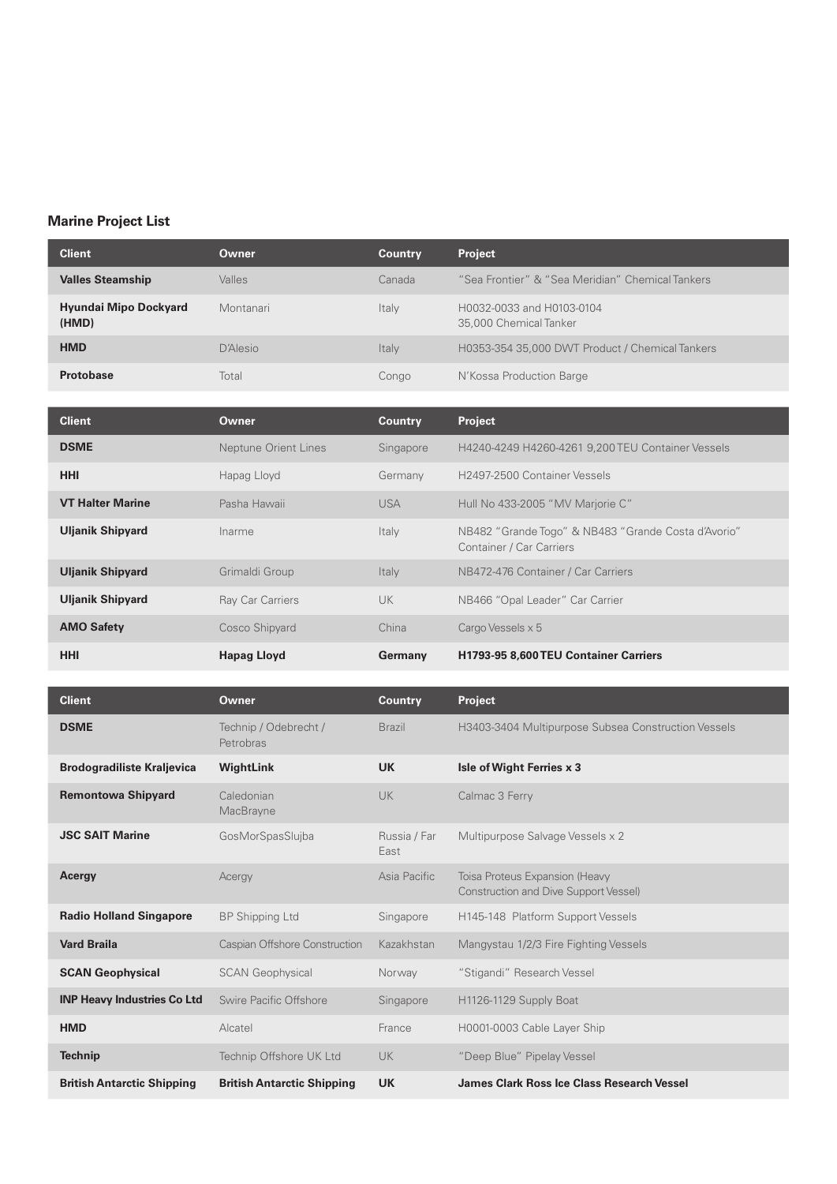## Marine Project List

| Client | Owner | Country | Project |
|---|---|---|---|
| **Valles Steamship** | Valles | Canada | "Sea Frontier" & "Sea Meridian" Chemical Tankers |
| **Hyundai Mipo Dockyard (HMD)** | Montanari | Italy | H0032-0033 and H0103-0104 35,000 Chemical Tanker |
| **HMD** | D'Alesio | Italy | H0353-354 35,000 DWT Product / Chemical Tankers |
| **Protobase** | Total | Congo | N'Kossa Production Barge |

| Client | Owner | Country | Project |
|---|---|---|---|
| **DSME** | Neptune Orient Lines | Singapore | H4240-4249 H4260-4261 9,200 TEU Container Vessels |
| **HHI** | Hapag Lloyd | Germany | H2497-2500 Container Vessels |
| **VT Halter Marine** | Pasha Hawaii | USA | Hull No 433-2005 "MV Marjorie C" |
| **Uljanik Shipyard** | Inarme | Italy | NB482 "Grande Togo" & NB483 "Grande Costa d'Avorio" Container / Car Carriers |
| **Uljanik Shipyard** | Grimaldi Group | Italy | NB472-476 Container / Car Carriers |
| **Uljanik Shipyard** | Ray Car Carriers | UK | NB466 "Opal Leader" Car Carrier |
| **AMO Safety** | Cosco Shipyard | China | Cargo Vessels x 5 |
| **HHI** | **Hapag Lloyd** | **Germany** | **H1793-95 8,600 TEU Container Carriers** |

| Client | Owner | Country | Project |
|---|---|---|---|
| **DSME** | Technip / Odebrecht / Petrobras | Brazil | H3403-3404 Multipurpose Subsea Construction Vessels |
| **Brodogradiliste Kraljevica** | **WightLink** | **UK** | **Isle of Wight Ferries x 3** |
| **Remontowa Shipyard** | Caledonian MacBrayne | UK | Calmac 3 Ferry |
| **JSC SAIT Marine** | GosMorSpasSlujba | Russia / Far East | Multipurpose Salvage Vessels x 2 |
| **Acergy** | Acergy | Asia Pacific | Toisa Proteus Expansion (Heavy Construction and Dive Support Vessel) |
| **Radio Holland Singapore** | BP Shipping Ltd | Singapore | H145-148 Platform Support Vessels |
| **Vard Braila** | Caspian Offshore Construction | Kazakhstan | Mangystau 1/2/3 Fire Fighting Vessels |
| **SCAN Geophysical** | SCAN Geophysical | Norway | "Stigandi" Research Vessel |
| **INP Heavy Industries Co Ltd** | Swire Pacific Offshore | Singapore | H1126-1129 Supply Boat |
| **HMD** | Alcatel | France | H0001-0003 Cable Layer Ship |
| **Technip** | Technip Offshore UK Ltd | UK | "Deep Blue" Pipelay Vessel |
| **British Antarctic Shipping** | **British Antarctic Shipping** | **UK** | **James Clark Ross Ice Class Research Vessel** |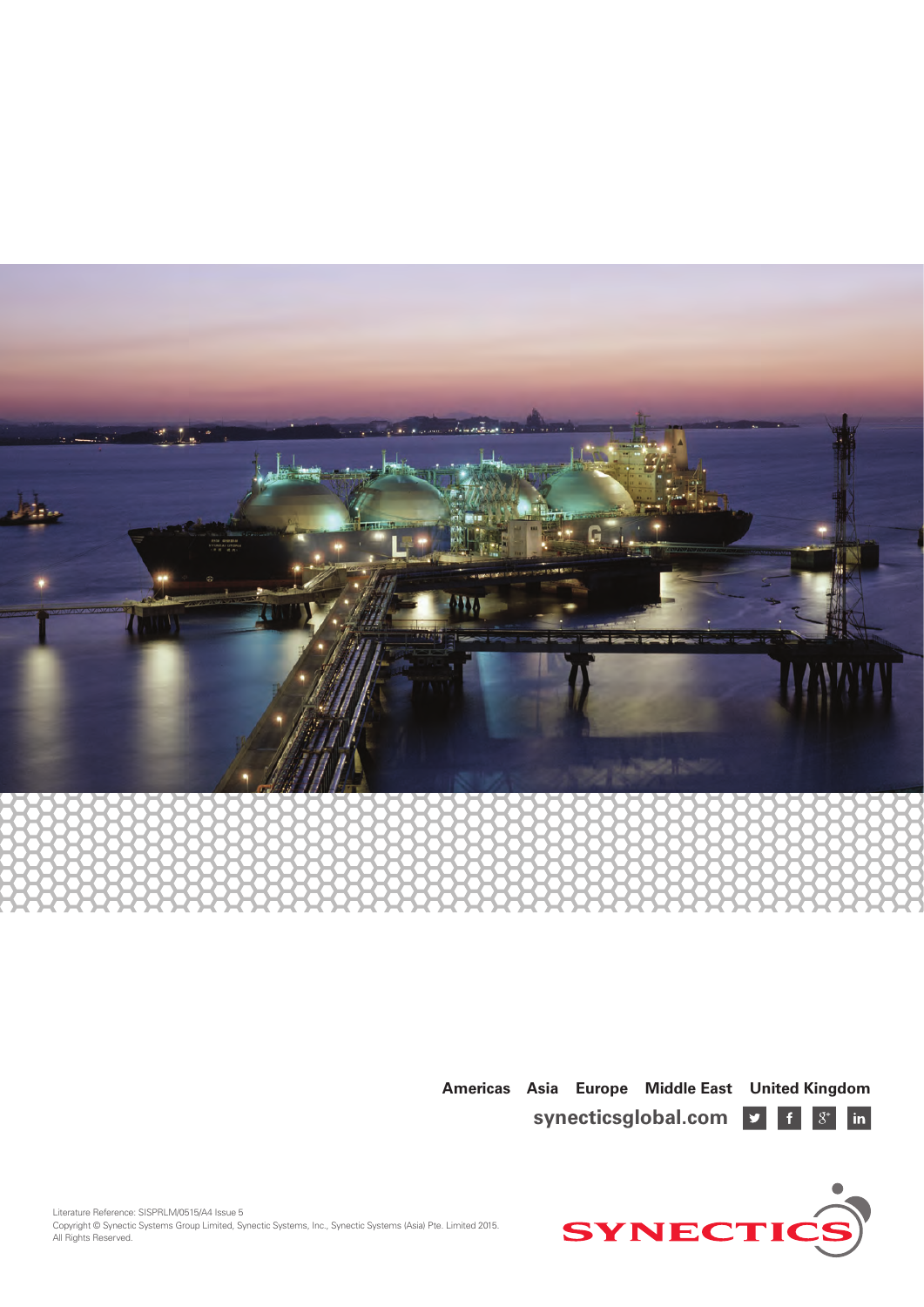Americas Asia Europe Middle East United Kingdom

**synecticsglobal.com**

Literature Reference: SISPRLM/0515/A4 Issue 5
Copyright © Synectic Systems Group Limited, Synectic Systems, Inc., Synectic Systems (Asia) Pte. Limited 2015.
All Rights Reserved.

SYNECTICS